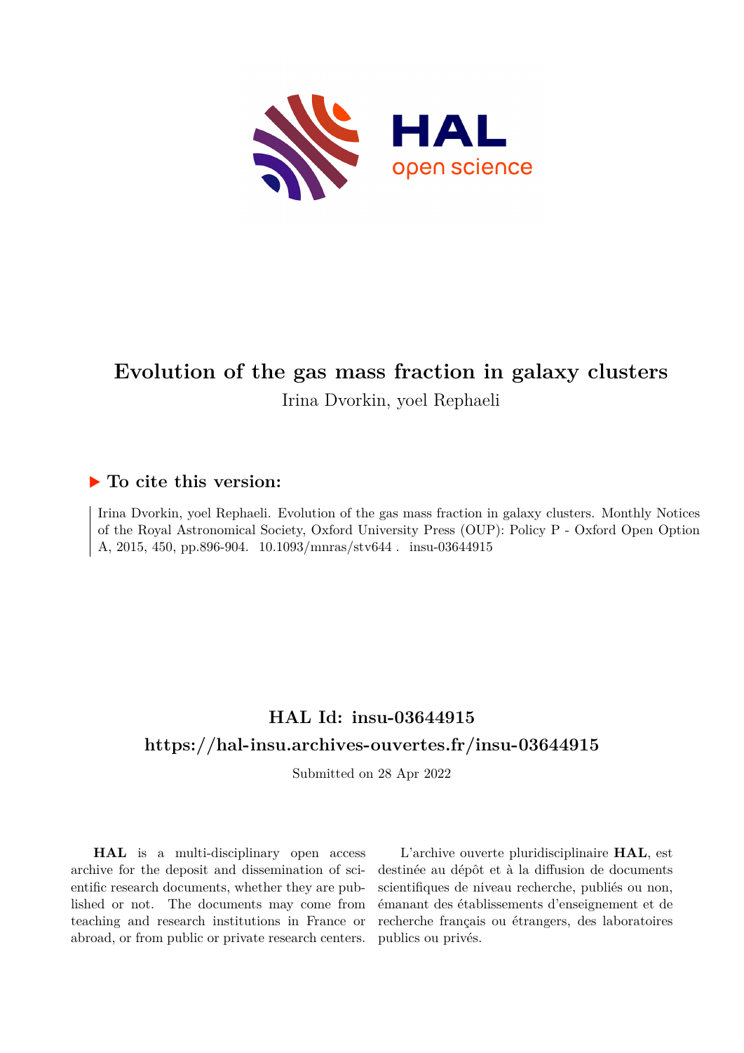# Evolution of the gas mass fraction in galaxy clusters

Irina Dvorkin, yoel Rephaeli

## ▶ To cite this version:

Irina Dvorkin, yoel Rephaeli. Evolution of the gas mass fraction in galaxy clusters. Monthly Notices of the Royal Astronomical Society, Oxford University Press (OUP): Policy P - Oxford Open Option A, 2015, 450, pp.896-904. 10.1093/mnras/stv644 . insu-03644915

## HAL Id: insu-03644915

## https://hal-insu.archives-ouvertes.fr/insu-03644915

Submitted on 28 Apr 2022

**HAL** is a multi-disciplinary open access archive for the deposit and dissemination of scientific research documents, whether they are published or not. The documents may come from teaching and research institutions in France or abroad, or from public or private research centers.

L'archive ouverte pluridisciplinaire **HAL**, est destinée au dépôt et à la diffusion de documents scientifiques de niveau recherche, publiés ou non, émanant des établissements d'enseignement et de recherche français ou étrangers, des laboratoires publics ou privés.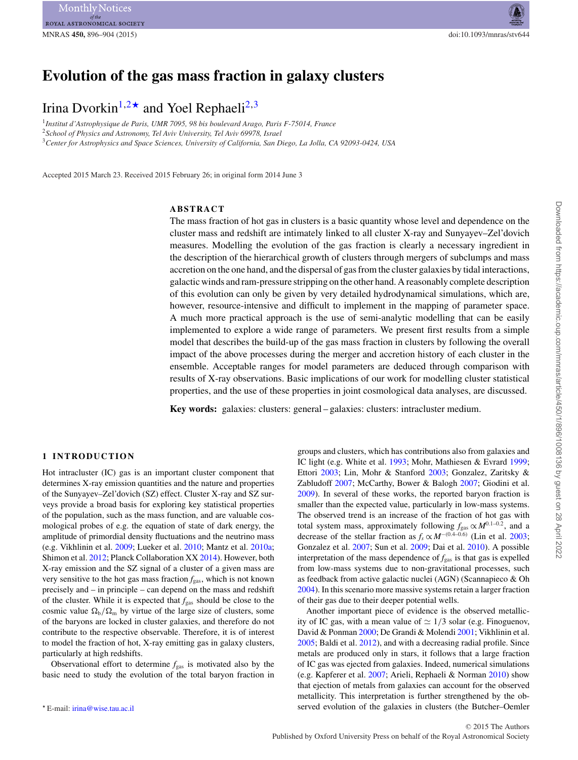# Evolution of the gas mass fraction in galaxy clusters

Irina Dvorkin[1,2]★ and Yoel Rephaeli[2,3]

[1]*Institut d'Astrophysique de Paris, UMR 7095, 98 bis boulevard Arago, Paris F-75014, France*
[2]*School of Physics and Astronomy, Tel Aviv University, Tel Aviv 69978, Israel*
[3]*Center for Astrophysics and Space Sciences, University of California, San Diego, La Jolla, CA 92093-0424, USA*

Accepted 2015 March 23. Received 2015 February 26; in original form 2014 June 3

## ABSTRACT

The mass fraction of hot gas in clusters is a basic quantity whose level and dependence on the cluster mass and redshift are intimately linked to all cluster X-ray and Sunyayev–Zel'dovich measures. Modelling the evolution of the gas fraction is clearly a necessary ingredient in the description of the hierarchical growth of clusters through mergers of subclumps and mass accretion on the one hand, and the dispersal of gas from the cluster galaxies by tidal interactions, galactic winds and ram-pressure stripping on the other hand. A reasonably complete description of this evolution can only be given by very detailed hydrodynamical simulations, which are, however, resource-intensive and difficult to implement in the mapping of parameter space. A much more practical approach is the use of semi-analytic modelling that can be easily implemented to explore a wide range of parameters. We present first results from a simple model that describes the build-up of the gas mass fraction in clusters by following the overall impact of the above processes during the merger and accretion history of each cluster in the ensemble. Acceptable ranges for model parameters are deduced through comparison with results of X-ray observations. Basic implications of our work for modelling cluster statistical properties, and the use of these properties in joint cosmological data analyses, are discussed.

**Key words:** galaxies: clusters: general – galaxies: clusters: intracluster medium.

## 1 INTRODUCTION

Hot intracluster (IC) gas is an important cluster component that determines X-ray emission quantities and the nature and properties of the Sunyayev–Zel'dovich (SZ) effect. Cluster X-ray and SZ surveys provide a broad basis for exploring key statistical properties of the population, such as the mass function, and are valuable cosmological probes of e.g. the equation of state of dark energy, the amplitude of primordial density fluctuations and the neutrino mass (e.g. Vikhlinin et al. 2009; Lueker et al. 2010; Mantz et al. 2010a; Shimon et al. 2012; Planck Collaboration XX 2014). However, both X-ray emission and the SZ signal of a cluster of a given mass are very sensitive to the hot gas mass fraction $f_{\rm gas}$, which is not known precisely and – in principle – can depend on the mass and redshift of the cluster. While it is expected that $f_{\rm gas}$ should be close to the cosmic value $\Omega_{\rm b}/\Omega_{\rm m}$ by virtue of the large size of clusters, some of the baryons are locked in cluster galaxies, and therefore do not contribute to the respective observable. Therefore, it is of interest to model the fraction of hot, X-ray emitting gas in galaxy clusters, particularly at high redshifts.

Observational effort to determine $f_{\rm gas}$ is motivated also by the basic need to study the evolution of the total baryon fraction in groups and clusters, which has contributions also from galaxies and IC light (e.g. White et al. 1993; Mohr, Mathiesen & Evrard 1999; Ettori 2003; Lin, Mohr & Stanford 2003; Gonzalez, Zaritsky & Zabludoff 2007; McCarthy, Bower & Balogh 2007; Giodini et al. 2009). In several of these works, the reported baryon fraction is smaller than the expected value, particularly in low-mass systems. The observed trend is an increase of the fraction of hot gas with total system mass, approximately following $f_{\rm gas} \propto M^{0.1-0.2}$, and a decrease of the stellar fraction as $f_s \propto M^{-(0.4-0.6)}$ (Lin et al. 2003; Gonzalez et al. 2007; Sun et al. 2009; Dai et al. 2010). A possible interpretation of the mass dependence of $f_{\rm gas}$ is that gas is expelled from low-mass systems due to non-gravitational processes, such as feedback from active galactic nuclei (AGN) (Scannapieco & Oh 2004). In this scenario more massive systems retain a larger fraction of their gas due to their deeper potential wells.

Another important piece of evidence is the observed metallicity of IC gas, with a mean value of $\simeq 1/3$ solar (e.g. Finoguenov, David & Ponman 2000; De Grandi & Molendi 2001; Vikhlinin et al. 2005; Baldi et al. 2012), and with a decreasing radial profile. Since metals are produced only in stars, it follows that a large fraction of IC gas was ejected from galaxies. Indeed, numerical simulations (e.g. Kapferer et al. 2007; Arieli, Rephaeli & Norman 2010) show that ejection of metals from galaxies can account for the observed metallicity. This interpretation is further strengthened by the observed evolution of the galaxies in clusters (the Butcher–Oemler

★ E-mail: irina@wise.tau.ac.il

© 2015 The Authors
Published by Oxford University Press on behalf of the Royal Astronomical Society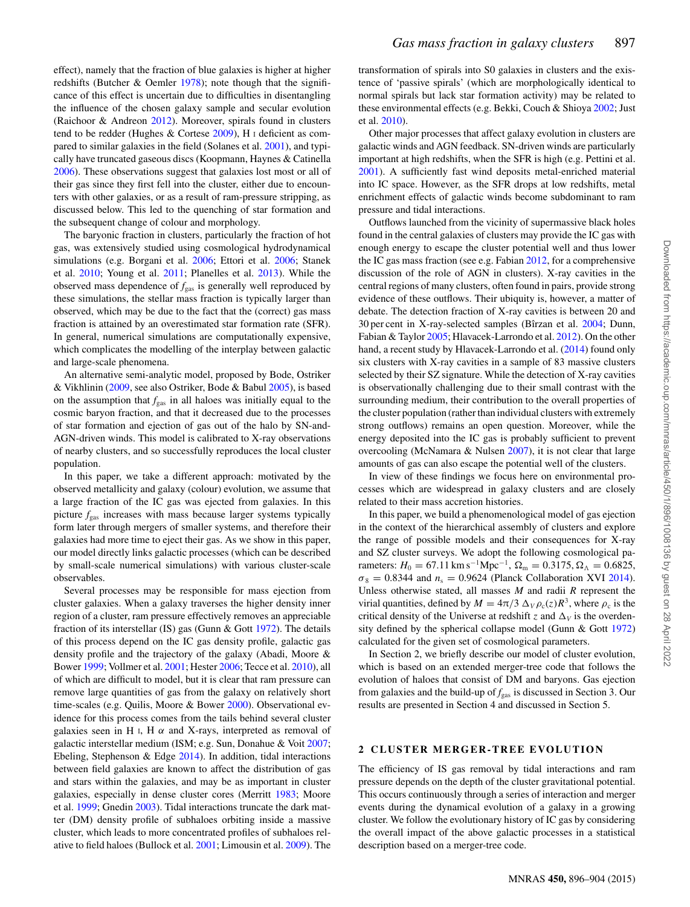effect), namely that the fraction of blue galaxies is higher at higher redshifts (Butcher & Oemler 1978); note though that the significance of this effect is uncertain due to difficulties in disentangling the influence of the chosen galaxy sample and secular evolution (Raichoor & Andreon 2012). Moreover, spirals found in clusters tend to be redder (Hughes & Cortese 2009), H I deficient as compared to similar galaxies in the field (Solanes et al. 2001), and typically have truncated gaseous discs (Koopmann, Haynes & Catinella 2006). These observations suggest that galaxies lost most or all of their gas since they first fell into the cluster, either due to encounters with other galaxies, or as a result of ram-pressure stripping, as discussed below. This led to the quenching of star formation and the subsequent change of colour and morphology.

The baryonic fraction in clusters, particularly the fraction of hot gas, was extensively studied using cosmological hydrodynamical simulations (e.g. Borgani et al. 2006; Ettori et al. 2006; Stanek et al. 2010; Young et al. 2011; Planelles et al. 2013). While the observed mass dependence of $f_{\rm gas}$ is generally well reproduced by these simulations, the stellar mass fraction is typically larger than observed, which may be due to the fact that the (correct) gas mass fraction is attained by an overestimated star formation rate (SFR). In general, numerical simulations are computationally expensive, which complicates the modelling of the interplay between galactic and large-scale phenomena.

An alternative semi-analytic model, proposed by Bode, Ostriker & Vikhlinin (2009, see also Ostriker, Bode & Babul 2005), is based on the assumption that $f_{\rm gas}$ in all haloes was initially equal to the cosmic baryon fraction, and that it decreased due to the processes of star formation and ejection of gas out of the halo by SN-and-AGN-driven winds. This model is calibrated to X-ray observations of nearby clusters, and so successfully reproduces the local cluster population.

In this paper, we take a different approach: motivated by the observed metallicity and galaxy (colour) evolution, we assume that a large fraction of the IC gas was ejected from galaxies. In this picture $f_{\rm gas}$ increases with mass because larger systems typically form later through mergers of smaller systems, and therefore their galaxies had more time to eject their gas. As we show in this paper, our model directly links galactic processes (which can be described by small-scale numerical simulations) with various cluster-scale observables.

Several processes may be responsible for mass ejection from cluster galaxies. When a galaxy traverses the higher density inner region of a cluster, ram pressure effectively removes an appreciable fraction of its interstellar (IS) gas (Gunn & Gott 1972). The details of this process depend on the IC gas density profile, galactic gas density profile and the trajectory of the galaxy (Abadi, Moore & Bower 1999; Vollmer et al. 2001; Hester 2006; Tecce et al. 2010), all of which are difficult to model, but it is clear that ram pressure can remove large quantities of gas from the galaxy on relatively short time-scales (e.g. Quilis, Moore & Bower 2000). Observational evidence for this process comes from the tails behind several cluster galaxies seen in H I, H $\alpha$ and X-rays, interpreted as removal of galactic interstellar medium (ISM; e.g. Sun, Donahue & Voit 2007; Ebeling, Stephenson & Edge 2014). In addition, tidal interactions between field galaxies are known to affect the distribution of gas and stars within the galaxies, and may be as important in cluster galaxies, especially in dense cluster cores (Merritt 1983; Moore et al. 1999; Gnedin 2003). Tidal interactions truncate the dark matter (DM) density profile of subhaloes orbiting inside a massive cluster, which leads to more concentrated profiles of subhaloes relative to field haloes (Bullock et al. 2001; Limousin et al. 2009). The transformation of spirals into S0 galaxies in clusters and the existence of 'passive spirals' (which are morphologically identical to normal spirals but lack star formation activity) may be related to these environmental effects (e.g. Bekki, Couch & Shioya 2002; Just et al. 2010).

Other major processes that affect galaxy evolution in clusters are galactic winds and AGN feedback. SN-driven winds are particularly important at high redshifts, when the SFR is high (e.g. Pettini et al. 2001). A sufficiently fast wind deposits metal-enriched material into IC space. However, as the SFR drops at low redshifts, metal enrichment effects of galactic winds become subdominant to ram pressure and tidal interactions.

Outflows launched from the vicinity of supermassive black holes found in the central galaxies of clusters may provide the IC gas with enough energy to escape the cluster potential well and thus lower the IC gas mass fraction (see e.g. Fabian 2012, for a comprehensive discussion of the role of AGN in clusters). X-ray cavities in the central regions of many clusters, often found in pairs, provide strong evidence of these outflows. Their ubiquity is, however, a matter of debate. The detection fraction of X-ray cavities is between 20 and 30 per cent in X-ray-selected samples (Bîrzan et al. 2004; Dunn, Fabian & Taylor 2005; Hlavacek-Larrondo et al. 2012). On the other hand, a recent study by Hlavacek-Larrondo et al. (2014) found only six clusters with X-ray cavities in a sample of 83 massive clusters selected by their SZ signature. While the detection of X-ray cavities is observationally challenging due to their small contrast with the surrounding medium, their contribution to the overall properties of the cluster population (rather than individual clusters with extremely strong outflows) remains an open question. Moreover, while the energy deposited into the IC gas is probably sufficient to prevent overcooling (McNamara & Nulsen 2007), it is not clear that large amounts of gas can also escape the potential well of the clusters.

In view of these findings we focus here on environmental processes which are widespread in galaxy clusters and are closely related to their mass accretion histories.

In this paper, we build a phenomenological model of gas ejection in the context of the hierarchical assembly of clusters and explore the range of possible models and their consequences for X-ray and SZ cluster surveys. We adopt the following cosmological parameters: $H_0 = 67.11\,{\rm km\,s^{-1}Mpc^{-1}}$, $\Omega_{\rm m} = 0.3175$, $\Omega_\Lambda = 0.6825$, $\sigma_8 = 0.8344$ and $n_{\rm s} = 0.9624$ (Planck Collaboration XVI 2014). Unless otherwise stated, all masses $M$ and radii $R$ represent the virial quantities, defined by $M = 4\pi/3\,\Delta_V \rho_{\rm c}(z) R^3$, where $\rho_{\rm c}$ is the critical density of the Universe at redshift $z$ and $\Delta_V$ is the overdensity defined by the spherical collapse model (Gunn & Gott 1972) calculated for the given set of cosmological parameters.

In Section 2, we briefly describe our model of cluster evolution, which is based on an extended merger-tree code that follows the evolution of haloes that consist of DM and baryons. Gas ejection from galaxies and the build-up of $f_{\rm gas}$ is discussed in Section 3. Our results are presented in Section 4 and discussed in Section 5.

## 2 CLUSTER MERGER-TREE EVOLUTION

The efficiency of IS gas removal by tidal interactions and ram pressure depends on the depth of the cluster gravitational potential. This occurs continuously through a series of interaction and merger events during the dynamical evolution of a galaxy in a growing cluster. We follow the evolutionary history of IC gas by considering the overall impact of the above galactic processes in a statistical description based on a merger-tree code.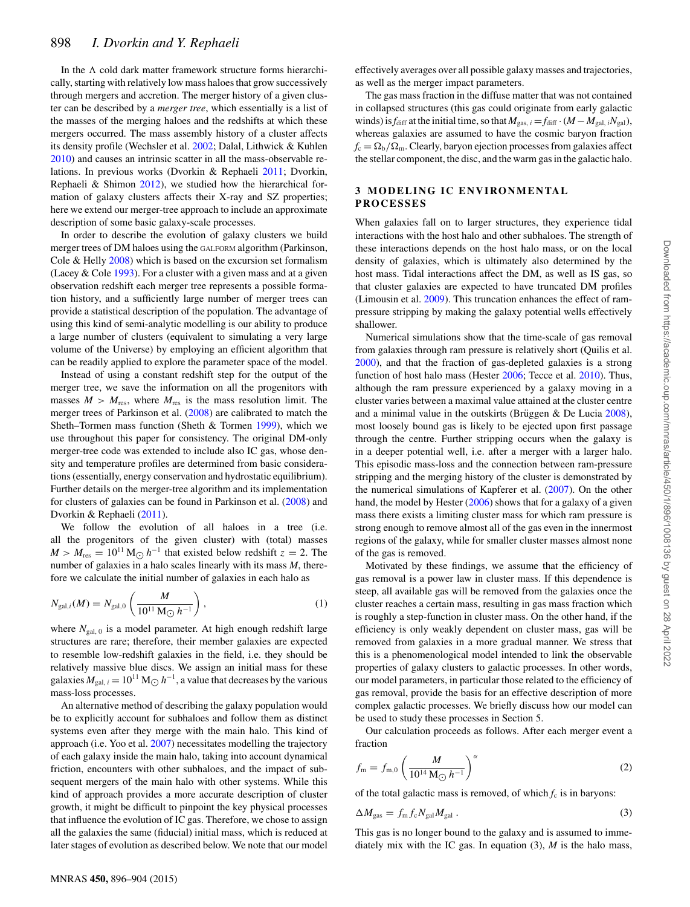In the Λ cold dark matter framework structure forms hierarchically, starting with relatively low mass haloes that grow successively through mergers and accretion. The merger history of a given cluster can be described by a *merger tree*, which essentially is a list of the masses of the merging haloes and the redshifts at which these mergers occurred. The mass assembly history of a cluster affects its density profile (Wechsler et al. 2002; Dalal, Lithwick & Kuhlen 2010) and causes an intrinsic scatter in all the mass-observable relations. In previous works (Dvorkin & Rephaeli 2011; Dvorkin, Rephaeli & Shimon 2012), we studied how the hierarchical formation of galaxy clusters affects their X-ray and SZ properties; here we extend our merger-tree approach to include an approximate description of some basic galaxy-scale processes.

In order to describe the evolution of galaxy clusters we build merger trees of DM haloes using the GALFORM algorithm (Parkinson, Cole & Helly 2008) which is based on the excursion set formalism (Lacey & Cole 1993). For a cluster with a given mass and at a given observation redshift each merger tree represents a possible formation history, and a sufficiently large number of merger trees can provide a statistical description of the population. The advantage of using this kind of semi-analytic modelling is our ability to produce a large number of clusters (equivalent to simulating a very large volume of the Universe) by employing an efficient algorithm that can be readily applied to explore the parameter space of the model.

Instead of using a constant redshift step for the output of the merger tree, we save the information on all the progenitors with masses $M > M_{\rm res}$, where $M_{\rm res}$ is the mass resolution limit. The merger trees of Parkinson et al. (2008) are calibrated to match the Sheth–Tormen mass function (Sheth & Tormen 1999), which we use throughout this paper for consistency. The original DM-only merger-tree code was extended to include also IC gas, whose density and temperature profiles are determined from basic considerations (essentially, energy conservation and hydrostatic equilibrium). Further details on the merger-tree algorithm and its implementation for clusters of galaxies can be found in Parkinson et al. (2008) and Dvorkin & Rephaeli (2011).

We follow the evolution of all haloes in a tree (i.e. all the progenitors of the given cluster) with (total) masses $M > M_{\rm res} = 10^{11}\,{\rm M}_{\odot}\,h^{-1}$ that existed below redshift $z = 2$. The number of galaxies in a halo scales linearly with its mass $M$, therefore we calculate the initial number of galaxies in each halo as

$$N_{{\rm gal},i}(M) = N_{\rm gal,0}\left(\frac{M}{10^{11}\,{\rm M}_{\odot}\,h^{-1}}\right), \tag{1}$$

where $N_{\rm gal,\,0}$ is a model parameter. At high enough redshift large structures are rare; therefore, their member galaxies are expected to resemble low-redshift galaxies in the field, i.e. they should be relatively massive blue discs. We assign an initial mass for these galaxies $M_{{\rm gal},\,i} = 10^{11}\,{\rm M}_{\odot}\,h^{-1}$, a value that decreases by the various mass-loss processes.

An alternative method of describing the galaxy population would be to explicitly account for subhaloes and follow them as distinct systems even after they merge with the main halo. This kind of approach (i.e. Yoo et al. 2007) necessitates modelling the trajectory of each galaxy inside the main halo, taking into account dynamical friction, encounters with other subhaloes, and the impact of subsequent mergers of the main halo with other systems. While this kind of approach provides a more accurate description of cluster growth, it might be difficult to pinpoint the key physical processes that influence the evolution of IC gas. Therefore, we chose to assign all the galaxies the same (fiducial) initial mass, which is reduced at later stages of evolution as described below. We note that our model effectively averages over all possible galaxy masses and trajectories, as well as the merger impact parameters.

The gas mass fraction in the diffuse matter that was not contained in collapsed structures (this gas could originate from early galactic winds) is $f_{\rm diff}$ at the initial time, so that $M_{{\rm gas},\,i} = f_{\rm diff}\cdot(M - M_{{\rm gal},\,i}N_{\rm gal})$, whereas galaxies are assumed to have the cosmic baryon fraction $f_{\rm c} = \Omega_{\rm b}/\Omega_{\rm m}$. Clearly, baryon ejection processes from galaxies affect the stellar component, the disc, and the warm gas in the galactic halo.

## 3 MODELING IC ENVIRONMENTAL PROCESSES

When galaxies fall on to larger structures, they experience tidal interactions with the host halo and other subhaloes. The strength of these interactions depends on the host halo mass, or on the local density of galaxies, which is ultimately also determined by the host mass. Tidal interactions affect the DM, as well as IS gas, so that cluster galaxies are expected to have truncated DM profiles (Limousin et al. 2009). This truncation enhances the effect of ram-pressure stripping by making the galaxy potential wells effectively shallower.

Numerical simulations show that the time-scale of gas removal from galaxies through ram pressure is relatively short (Quilis et al. 2000), and that the fraction of gas-depleted galaxies is a strong function of host halo mass (Hester 2006; Tecce et al. 2010). Thus, although the ram pressure experienced by a galaxy moving in a cluster varies between a maximal value attained at the cluster centre and a minimal value in the outskirts (Brüggen & De Lucia 2008), most loosely bound gas is likely to be ejected upon first passage through the centre. Further stripping occurs when the galaxy is in a deeper potential well, i.e. after a merger with a larger halo. This episodic mass-loss and the connection between ram-pressure stripping and the merging history of the cluster is demonstrated by the numerical simulations of Kapferer et al. (2007). On the other hand, the model by Hester (2006) shows that for a galaxy of a given mass there exists a limiting cluster mass for which ram pressure is strong enough to remove almost all of the gas even in the innermost regions of the galaxy, while for smaller cluster masses almost none of the gas is removed.

Motivated by these findings, we assume that the efficiency of gas removal is a power law in cluster mass. If this dependence is steep, all available gas will be removed from the galaxies once the cluster reaches a certain mass, resulting in gas mass fraction which is roughly a step-function in cluster mass. On the other hand, if the efficiency is only weakly dependent on cluster mass, gas will be removed from galaxies in a more gradual manner. We stress that this is a phenomenological model intended to link the observable properties of galaxy clusters to galactic processes. In other words, our model parameters, in particular those related to the efficiency of gas removal, provide the basis for an effective description of more complex galactic processes. We briefly discuss how our model can be used to study these processes in Section 5.

Our calculation proceeds as follows. After each merger event a fraction

$$f_{\rm m} = f_{\rm m,0}\left(\frac{M}{10^{14}\,{\rm M}_{\odot}\,h^{-1}}\right)^{\alpha} \tag{2}$$

of the total galactic mass is removed, of which $f_{\rm c}$ is in baryons:

$$\Delta M_{\rm gas} = f_{\rm m} f_{\rm c} N_{\rm gal} M_{\rm gal}\,. \tag{3}$$

This gas is no longer bound to the galaxy and is assumed to immediately mix with the IC gas. In equation (3), $M$ is the halo mass,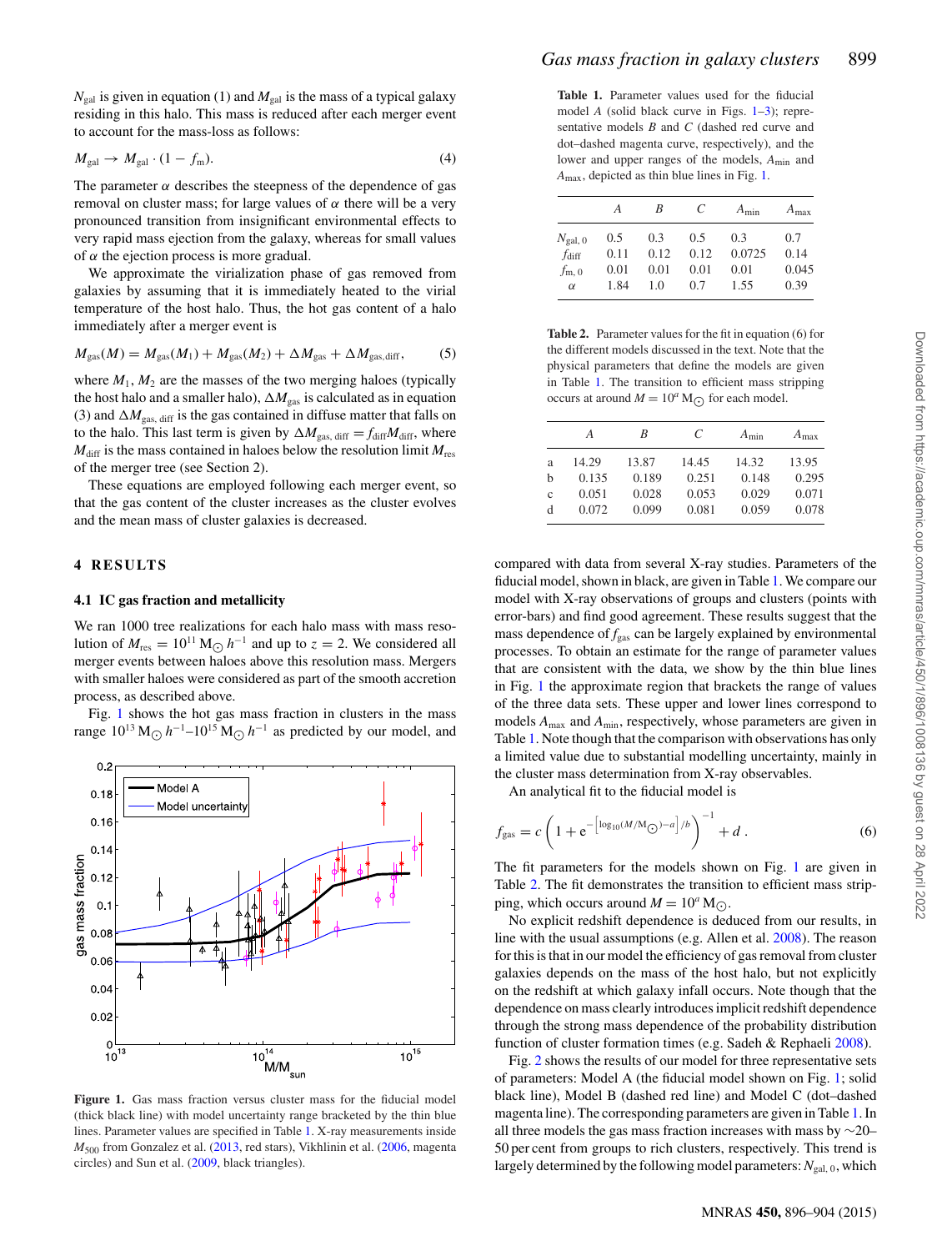$N_{gal}$ is given in equation (1) and $M_{gal}$ is the mass of a typical galaxy residing in this halo. This mass is reduced after each merger event to account for the mass-loss as follows:

$$M_{gal} \rightarrow M_{gal} \cdot (1 - f_m). \tag{4}$$

The parameter $\alpha$ describes the steepness of the dependence of gas removal on cluster mass; for large values of $\alpha$ there will be a very pronounced transition from insignificant environmental effects to very rapid mass ejection from the galaxy, whereas for small values of $\alpha$ the ejection process is more gradual.

We approximate the virialization phase of gas removed from galaxies by assuming that it is immediately heated to the virial temperature of the host halo. Thus, the hot gas content of a halo immediately after a merger event is

$$M_{gas}(M) = M_{gas}(M_1) + M_{gas}(M_2) + \Delta M_{gas} + \Delta M_{gas,\,diff}, \tag{5}$$

where $M_1$, $M_2$ are the masses of the two merging haloes (typically the host halo and a smaller halo), $\Delta M_{gas}$ is calculated as in equation (3) and $\Delta M_{gas,\,diff}$ is the gas contained in diffuse matter that falls on to the halo. This last term is given by $\Delta M_{gas,\,diff} = f_{diff} M_{diff}$, where $M_{diff}$ is the mass contained in haloes below the resolution limit $M_{res}$ of the merger tree (see Section 2).

These equations are employed following each merger event, so that the gas content of the cluster increases as the cluster evolves and the mean mass of cluster galaxies is decreased.

## 4 RESULTS

### 4.1 IC gas fraction and metallicity

We ran 1000 tree realizations for each halo mass with mass resolution of $M_{res} = 10^{11}\,M_{\odot}\,h^{-1}$ and up to $z = 2$. We considered all merger events between haloes above this resolution mass. Mergers with smaller haloes were considered as part of the smooth accretion process, as described above.

Fig. 1 shows the hot gas mass fraction in clusters in the mass range $10^{13}\,M_{\odot}\,h^{-1}$–$10^{15}\,M_{\odot}\,h^{-1}$ as predicted by our model, and compared with data from several X-ray studies. Parameters of the fiducial model, shown in black, are given in Table 1. We compare our model with X-ray observations of groups and clusters (points with error-bars) and find good agreement. These results suggest that the mass dependence of $f_{gas}$ can be largely explained by environmental processes. To obtain an estimate for the range of parameter values that are consistent with the data, we show by the thin blue lines in Fig. 1 the approximate region that brackets the range of values of the three data sets. These upper and lower lines correspond to models $A_{max}$ and $A_{min}$, respectively, whose parameters are given in Table 1. Note though that the comparison with observations has only a limited value due to substantial modelling uncertainty, mainly in the cluster mass determination from X-ray observables.

**Figure 1.** Gas mass fraction versus cluster mass for the fiducial model (thick black line) with model uncertainty range bracketed by the thin blue lines. Parameter values are specified in Table 1. X-ray measurements inside $M_{500}$ from Gonzalez et al. (2013, red stars), Vikhlinin et al. (2006, magenta circles) and Sun et al. (2009, black triangles).

**Table 1.** Parameter values used for the fiducial model $A$ (solid black curve in Figs. 1–3); representative models $B$ and $C$ (dashed red curve and dot–dashed magenta curve, respectively), and the lower and upper ranges of the models, $A_{min}$ and $A_{max}$, depicted as thin blue lines in Fig. 1.

| | $A$ | $B$ | $C$ | $A_{min}$ | $A_{max}$ |
|---|---|---|---|---|---|
| $N_{gal,\,0}$ | 0.5 | 0.3 | 0.5 | 0.3 | 0.7 |
| $f_{diff}$ | 0.11 | 0.12 | 0.12 | 0.0725 | 0.14 |
| $f_{m,\,0}$ | 0.01 | 0.01 | 0.01 | 0.01 | 0.045 |
| $\alpha$ | 1.84 | 1.0 | 0.7 | 1.55 | 0.39 |

**Table 2.** Parameter values for the fit in equation (6) for the different models discussed in the text. Note that the physical parameters that define the models are given in Table 1. The transition to efficient mass stripping occurs at around $M = 10^a\,M_{\odot}$ for each model.

| | $A$ | $B$ | $C$ | $A_{min}$ | $A_{max}$ |
|---|---|---|---|---|---|
| a | 14.29 | 13.87 | 14.45 | 14.32 | 13.95 |
| b | 0.135 | 0.189 | 0.251 | 0.148 | 0.295 |
| c | 0.051 | 0.028 | 0.053 | 0.029 | 0.071 |
| d | 0.072 | 0.099 | 0.081 | 0.059 | 0.078 |

An analytical fit to the fiducial model is

$$f_{gas} = c\left(1 + e^{-\left[\log_{10}(M/M_{\odot}) - a\right]/b}\right)^{-1} + d\,. \tag{6}$$

The fit parameters for the models shown on Fig. 1 are given in Table 2. The fit demonstrates the transition to efficient mass stripping, which occurs around $M = 10^a\,M_{\odot}$.

No explicit redshift dependence is deduced from our results, in line with the usual assumptions (e.g. Allen et al. 2008). The reason for this is that in our model the efficiency of gas removal from cluster galaxies depends on the mass of the host halo, but not explicitly on the redshift at which galaxy infall occurs. Note though that the dependence on mass clearly introduces implicit redshift dependence through the strong mass dependence of the probability distribution function of cluster formation times (e.g. Sadeh & Rephaeli 2008).

Fig. 2 shows the results of our model for three representative sets of parameters: Model A (the fiducial model shown on Fig. 1; solid black line), Model B (dashed red line) and Model C (dot–dashed magenta line). The corresponding parameters are given in Table 1. In all three models the gas mass fraction increases with mass by ~20–50 per cent from groups to rich clusters, respectively. This trend is largely determined by the following model parameters: $N_{gal,\,0}$, which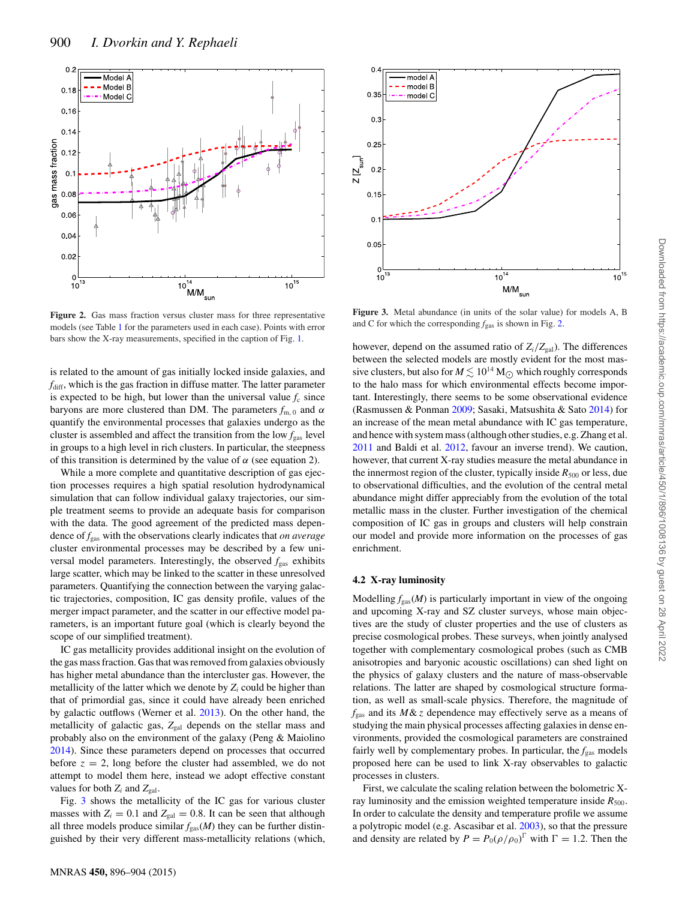Figure 2. Gas mass fraction versus cluster mass for three representative models (see Table 1 for the parameters used in each case). Points with error bars show the X-ray measurements, specified in the caption of Fig. 1.

Figure 3. Metal abundance (in units of the solar value) for models A, B and C for which the corresponding $f_{\rm gas}$ is shown in Fig. 2.

is related to the amount of gas initially locked inside galaxies, and $f_{\rm diff}$, which is the gas fraction in diffuse matter. The latter parameter is expected to be high, but lower than the universal value $f_{\rm c}$ since baryons are more clustered than DM. The parameters $f_{\rm m,\,0}$ and $\alpha$ quantify the environmental processes that galaxies undergo as the cluster is assembled and affect the transition from the low $f_{\rm gas}$ level in groups to a high level in rich clusters. In particular, the steepness of this transition is determined by the value of $\alpha$ (see equation 2).

While a more complete and quantitative description of gas ejection processes requires a high spatial resolution hydrodynamical simulation that can follow individual galaxy trajectories, our simple treatment seems to provide an adequate basis for comparison with the data. The good agreement of the predicted mass dependence of $f_{\rm gas}$ with the observations clearly indicates that *on average* cluster environmental processes may be described by a few universal model parameters. Interestingly, the observed $f_{\rm gas}$ exhibits large scatter, which may be linked to the scatter in these unresolved parameters. Quantifying the connection between the varying galactic trajectories, composition, IC gas density profile, values of the merger impact parameter, and the scatter in our effective model parameters, is an important future goal (which is clearly beyond the scope of our simplified treatment).

IC gas metallicity provides additional insight on the evolution of the gas mass fraction. Gas that was removed from galaxies obviously has higher metal abundance than the intercluster gas. However, the metallicity of the latter which we denote by $Z_i$ could be higher than that of primordial gas, since it could have already been enriched by galactic outflows (Werner et al. 2013). On the other hand, the metallicity of galactic gas, $Z_{\rm gal}$ depends on the stellar mass and probably also on the environment of the galaxy (Peng & Maiolino 2014). Since these parameters depend on processes that occurred before $z = 2$, long before the cluster had assembled, we do not attempt to model them here, instead we adopt effective constant values for both $Z_i$ and $Z_{\rm gal}$.

Fig. 3 shows the metallicity of the IC gas for various cluster masses with $Z_i = 0.1$ and $Z_{\rm gal} = 0.8$. It can be seen that although all three models produce similar $f_{\rm gas}(M)$ they can be further distinguished by their very different mass-metallicity relations (which, however, depend on the assumed ratio of $Z_i/Z_{\rm gal}$). The differences between the selected models are mostly evident for the most massive clusters, but also for $M \lesssim 10^{14}\,{\rm M}_{\odot}$ which roughly corresponds to the halo mass for which environmental effects become important. Interestingly, there seems to be some observational evidence (Rasmussen & Ponman 2009; Sasaki, Matsushita & Sato 2014) for an increase of the mean metal abundance with IC gas temperature, and hence with system mass (although other studies, e.g. Zhang et al. 2011 and Baldi et al. 2012, favour an inverse trend). We caution, however, that current X-ray studies measure the metal abundance in the innermost region of the cluster, typically inside $R_{500}$ or less, due to observational difficulties, and the evolution of the central metal abundance might differ appreciably from the evolution of the total metallic mass in the cluster. Further investigation of the chemical composition of IC gas in groups and clusters will help constrain our model and provide more information on the processes of gas enrichment.

### 4.2 X-ray luminosity

Modelling $f_{\rm gas}(M)$ is particularly important in view of the ongoing and upcoming X-ray and SZ cluster surveys, whose main objectives are the study of cluster properties and the use of clusters as precise cosmological probes. These surveys, when jointly analysed together with complementary cosmological probes (such as CMB anisotropies and baryonic acoustic oscillations) can shed light on the physics of galaxy clusters and the nature of mass-observable relations. The latter are shaped by cosmological structure formation, as well as small-scale physics. Therefore, the magnitude of $f_{\rm gas}$ and its $M\,\&\,z$ dependence may effectively serve as a means of studying the main physical processes affecting galaxies in dense environments, provided the cosmological parameters are constrained fairly well by complementary probes. In particular, the $f_{\rm gas}$ models proposed here can be used to link X-ray observables to galactic processes in clusters.

First, we calculate the scaling relation between the bolometric X-ray luminosity and the emission weighted temperature inside $R_{500}$. In order to calculate the density and temperature profile we assume a polytropic model (e.g. Ascasibar et al. 2003), so that the pressure and density are related by $P = P_0(\rho/\rho_0)^{\Gamma}$ with $\Gamma = 1.2$. Then the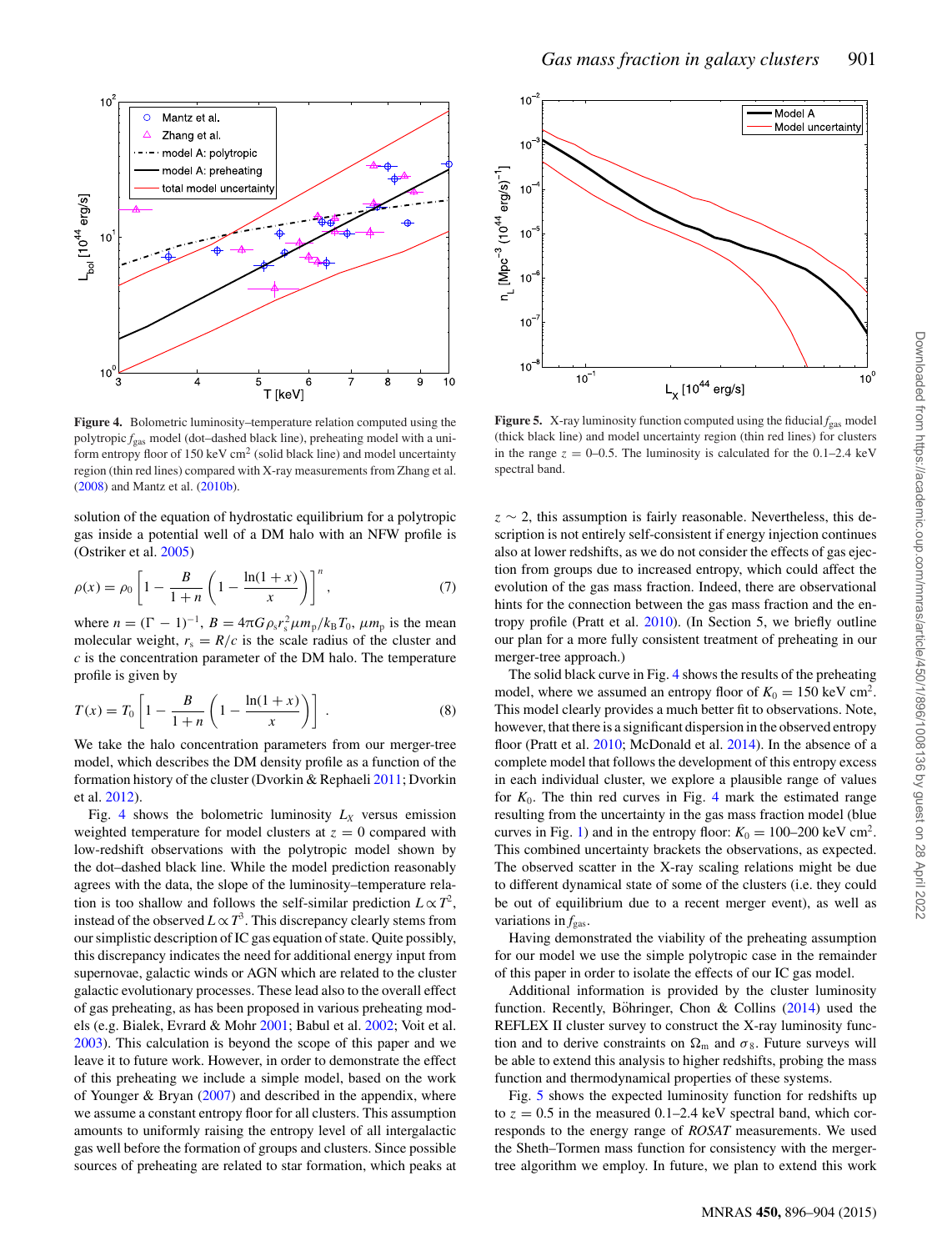**Figure 4.** Bolometric luminosity–temperature relation computed using the polytropic $f_{\rm gas}$ model (dot–dashed black line), preheating model with a uniform entropy floor of 150 keV cm$^2$ (solid black line) and model uncertainty region (thin red lines) compared with X-ray measurements from Zhang et al. (2008) and Mantz et al. (2010b).

**Figure 5.** X-ray luminosity function computed using the fiducial $f_{\rm gas}$ model (thick black line) and model uncertainty region (thin red lines) for clusters in the range $z = 0$–$0.5$. The luminosity is calculated for the 0.1–2.4 keV spectral band.

solution of the equation of hydrostatic equilibrium for a polytropic gas inside a potential well of a DM halo with an NFW profile is (Ostriker et al. 2005)

$$\rho(x) = \rho_0 \left[1 - \frac{B}{1+n}\left(1 - \frac{\ln(1+x)}{x}\right)\right]^n, \tag{7}$$

where $n = (\Gamma - 1)^{-1}$, $B = 4\pi G \rho_s r_s^2 \mu m_p / k_B T_0$, $\mu m_p$ is the mean molecular weight, $r_s = R/c$ is the scale radius of the cluster and $c$ is the concentration parameter of the DM halo. The temperature profile is given by

$$T(x) = T_0 \left[1 - \frac{B}{1+n}\left(1 - \frac{\ln(1+x)}{x}\right)\right]. \tag{8}$$

We take the halo concentration parameters from our merger-tree model, which describes the DM density profile as a function of the formation history of the cluster (Dvorkin & Rephaeli 2011; Dvorkin et al. 2012).

Fig. 4 shows the bolometric luminosity $L_X$ versus emission weighted temperature for model clusters at $z = 0$ compared with low-redshift observations with the polytropic model shown by the dot–dashed black line. While the model prediction reasonably agrees with the data, the slope of the luminosity–temperature relation is too shallow and follows the self-similar prediction $L \propto T^2$, instead of the observed $L \propto T^3$. This discrepancy clearly stems from our simplistic description of IC gas equation of state. Quite possibly, this discrepancy indicates the need for additional energy input from supernovae, galactic winds or AGN which are related to the cluster galactic evolutionary processes. These lead also to the overall effect of gas preheating, as has been proposed in various preheating models (e.g. Bialek, Evrard & Mohr 2001; Babul et al. 2002; Voit et al. 2003). This calculation is beyond the scope of this paper and we leave it to future work. However, in order to demonstrate the effect of this preheating we include a simple model, based on the work of Younger & Bryan (2007) and described in the appendix, where we assume a constant entropy floor for all clusters. This assumption amounts to uniformly raising the entropy level of all intergalactic gas well before the formation of groups and clusters. Since possible sources of preheating are related to star formation, which peaks at $z \sim 2$, this assumption is fairly reasonable. Nevertheless, this description is not entirely self-consistent if energy injection continues also at lower redshifts, as we do not consider the effects of gas ejection from groups due to increased entropy, which could affect the evolution of the gas mass fraction. Indeed, there are observational hints for the connection between the gas mass fraction and the entropy profile (Pratt et al. 2010). (In Section 5, we briefly outline our plan for a more fully consistent treatment of preheating in our merger-tree approach.)

The solid black curve in Fig. 4 shows the results of the preheating model, where we assumed an entropy floor of $K_0 = 150$ keV cm$^2$. This model clearly provides a much better fit to observations. Note, however, that there is a significant dispersion in the observed entropy floor (Pratt et al. 2010; McDonald et al. 2014). In the absence of a complete model that follows the development of this entropy excess in each individual cluster, we explore a plausible range of values for $K_0$. The thin red curves in Fig. 4 mark the estimated range resulting from the uncertainty in the gas mass fraction model (blue curves in Fig. 1) and in the entropy floor: $K_0 = 100$–$200$ keV cm$^2$. This combined uncertainty brackets the observations, as expected. The observed scatter in the X-ray scaling relations might be due to different dynamical state of some of the clusters (i.e. they could be out of equilibrium due to a recent merger event), as well as variations in $f_{\rm gas}$.

Having demonstrated the viability of the preheating assumption for our model we use the simple polytropic case in the remainder of this paper in order to isolate the effects of our IC gas model.

Additional information is provided by the cluster luminosity function. Recently, Böhringer, Chon & Collins (2014) used the REFLEX II cluster survey to construct the X-ray luminosity function and to derive constraints on $\Omega_m$ and $\sigma_8$. Future surveys will be able to extend this analysis to higher redshifts, probing the mass function and thermodynamical properties of these systems.

Fig. 5 shows the expected luminosity function for redshifts up to $z = 0.5$ in the measured 0.1–2.4 keV spectral band, which corresponds to the energy range of *ROSAT* measurements. We used the Sheth–Tormen mass function for consistency with the merger-tree algorithm we employ. In future, we plan to extend this work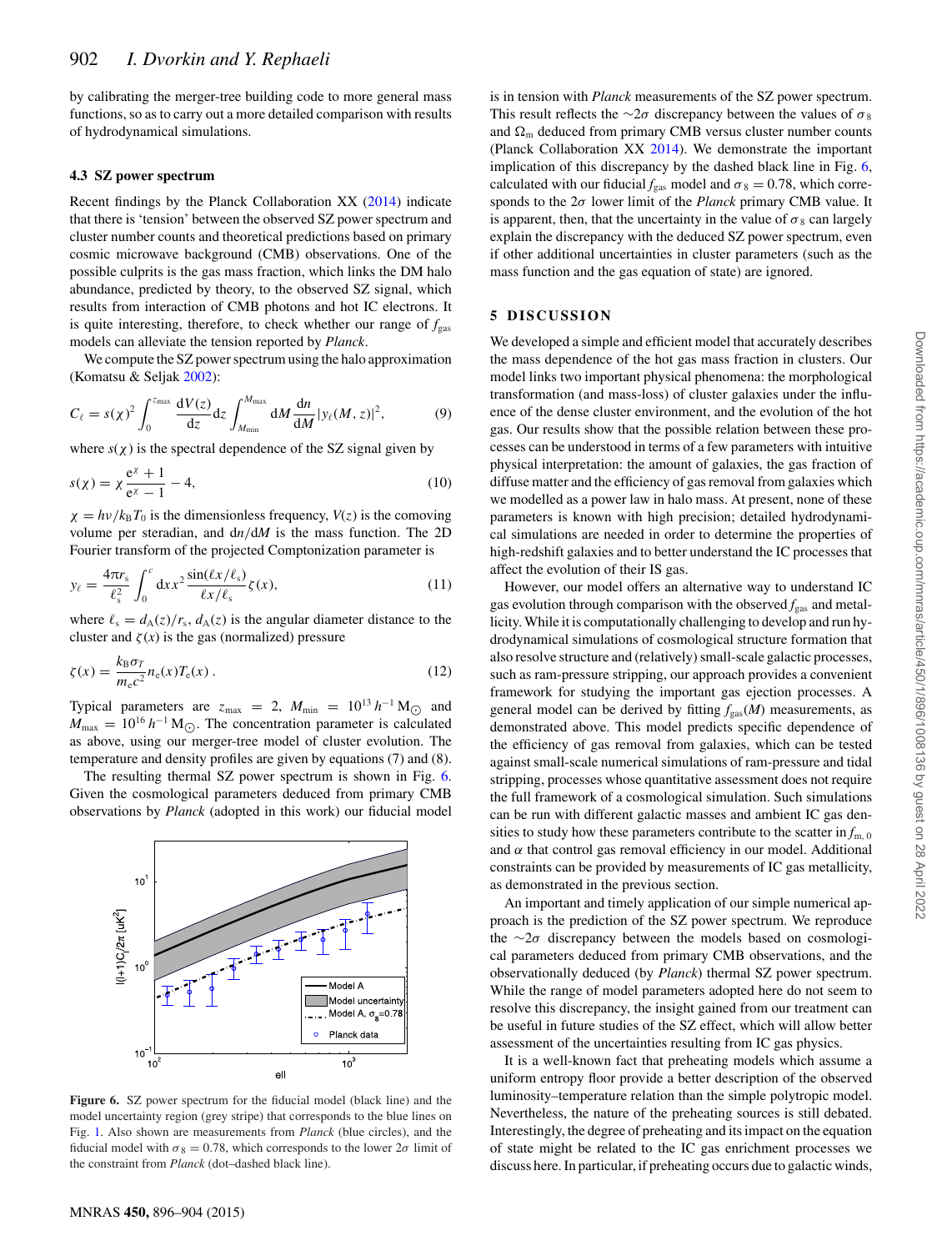by calibrating the merger-tree building code to more general mass functions, so as to carry out a more detailed comparison with results of hydrodynamical simulations.

### 4.3 SZ power spectrum

Recent findings by the Planck Collaboration XX (2014) indicate that there is 'tension' between the observed SZ power spectrum and cluster number counts and theoretical predictions based on primary cosmic microwave background (CMB) observations. One of the possible culprits is the gas mass fraction, which links the DM halo abundance, predicted by theory, to the observed SZ signal, which results from interaction of CMB photons and hot IC electrons. It is quite interesting, therefore, to check whether our range of $f_{\rm gas}$ models can alleviate the tension reported by *Planck*.

We compute the SZ power spectrum using the halo approximation (Komatsu & Seljak 2002):

$$C_\ell = s(\chi)^2 \int_0^{z_{\rm max}} \frac{{\rm d}V(z)}{{\rm d}z}{\rm d}z \int_{M_{\rm min}}^{M_{\rm max}} {\rm d}M \frac{{\rm d}n}{{\rm d}M} |y_\ell(M,z)|^2, \quad (9)$$

where $s(\chi)$ is the spectral dependence of the SZ signal given by

$$s(\chi) = \chi \frac{{\rm e}^\chi + 1}{{\rm e}^\chi - 1} - 4, \quad (10)$$

$\chi = h\nu/k_{\rm B}T_0$ is the dimensionless frequency, $V(z)$ is the comoving volume per steradian, and ${\rm d}n/{\rm d}M$ is the mass function. The 2D Fourier transform of the projected Comptonization parameter is

$$y_\ell = \frac{4\pi r_{\rm s}}{\ell_{\rm s}^2} \int_0^c {\rm d}x\, x^2 \frac{\sin(\ell x/\ell_{\rm s})}{\ell x/\ell_{\rm s}} \zeta(x), \quad (11)$$

where $\ell_{\rm s} = d_{\rm A}(z)/r_{\rm s}$, $d_{\rm A}(z)$ is the angular diameter distance to the cluster and $\zeta(x)$ is the gas (normalized) pressure

$$\zeta(x) = \frac{k_{\rm B}\sigma_T}{m_{\rm e}c^2} n_{\rm e}(x) T_{\rm e}(x)\,. \quad (12)$$

Typical parameters are $z_{\rm max} = 2$, $M_{\rm min} = 10^{13}\,h^{-1}\,{\rm M}_\odot$ and $M_{\rm max} = 10^{16}\,h^{-1}\,{\rm M}_\odot$. The concentration parameter is calculated as above, using our merger-tree model of cluster evolution. The temperature and density profiles are given by equations (7) and (8).

The resulting thermal SZ power spectrum is shown in Fig. 6. Given the cosmological parameters deduced from primary CMB observations by *Planck* (adopted in this work) our fiducial model is in tension with *Planck* measurements of the SZ power spectrum. This result reflects the $\sim 2\sigma$ discrepancy between the values of $\sigma_8$ and $\Omega_{\rm m}$ deduced from primary CMB versus cluster number counts (Planck Collaboration XX 2014). We demonstrate the important implication of this discrepancy by the dashed black line in Fig. 6, calculated with our fiducial $f_{\rm gas}$ model and $\sigma_8 = 0.78$, which corresponds to the $2\sigma$ lower limit of the *Planck* primary CMB value. It is apparent, then, that the uncertainty in the value of $\sigma_8$ can largely explain the discrepancy with the deduced SZ power spectrum, even if other additional uncertainties in cluster parameters (such as the mass function and the gas equation of state) are ignored.

**Figure 6.** SZ power spectrum for the fiducial model (black line) and the model uncertainty region (grey stripe) that corresponds to the blue lines on Fig. 1. Also shown are measurements from *Planck* (blue circles), and the fiducial model with $\sigma_8 = 0.78$, which corresponds to the lower $2\sigma$ limit of the constraint from *Planck* (dot–dashed black line).

## 5 DISCUSSION

We developed a simple and efficient model that accurately describes the mass dependence of the hot gas mass fraction in clusters. Our model links two important physical phenomena: the morphological transformation (and mass-loss) of cluster galaxies under the influence of the dense cluster environment, and the evolution of the hot gas. Our results show that the possible relation between these processes can be understood in terms of a few parameters with intuitive physical interpretation: the amount of galaxies, the gas fraction of diffuse matter and the efficiency of gas removal from galaxies which we modelled as a power law in halo mass. At present, none of these parameters is known with high precision; detailed hydrodynamical simulations are needed in order to determine the properties of high-redshift galaxies and to better understand the IC processes that affect the evolution of their IS gas.

However, our model offers an alternative way to understand IC gas evolution through comparison with the observed $f_{\rm gas}$ and metallicity. While it is computationally challenging to develop and run hydrodynamical simulations of cosmological structure formation that also resolve structure and (relatively) small-scale galactic processes, such as ram-pressure stripping, our approach provides a convenient framework for studying the important gas ejection processes. A general model can be derived by fitting $f_{\rm gas}(M)$ measurements, as demonstrated above. This model predicts specific dependence of the efficiency of gas removal from galaxies, which can be tested against small-scale numerical simulations of ram-pressure and tidal stripping, processes whose quantitative assessment does not require the full framework of a cosmological simulation. Such simulations can be run with different galactic masses and ambient IC gas densities to study how these parameters contribute to the scatter in $f_{\rm m,\,0}$ and $\alpha$ that control gas removal efficiency in our model. Additional constraints can be provided by measurements of IC gas metallicity, as demonstrated in the previous section.

An important and timely application of our simple numerical approach is the prediction of the SZ power spectrum. We reproduce the $\sim 2\sigma$ discrepancy between the models based on cosmological parameters deduced from primary CMB observations, and the observationally deduced (by *Planck*) thermal SZ power spectrum. While the range of model parameters adopted here do not seem to resolve this discrepancy, the insight gained from our treatment can be useful in future studies of the SZ effect, which will allow better assessment of the uncertainties resulting from IC gas physics.

It is a well-known fact that preheating models which assume a uniform entropy floor provide a better description of the observed luminosity–temperature relation than the simple polytropic model. Nevertheless, the nature of the preheating sources is still debated. Interestingly, the degree of preheating and its impact on the equation of state might be related to the IC gas enrichment processes we discuss here. In particular, if preheating occurs due to galactic winds,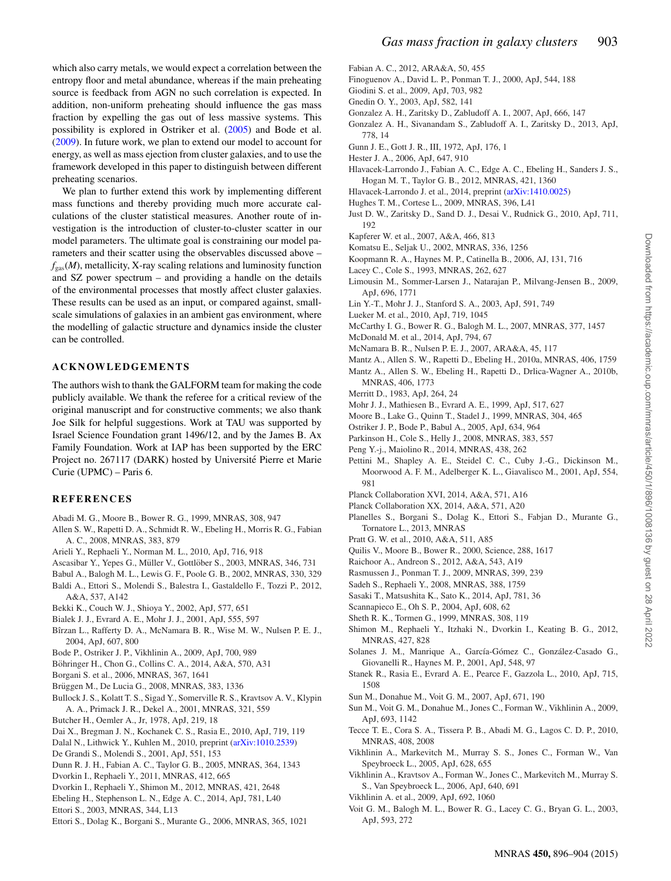which also carry metals, we would expect a correlation between the entropy floor and metal abundance, whereas if the main preheating source is feedback from AGN no such correlation is expected. In addition, non-uniform preheating should influence the gas mass fraction by expelling the gas out of less massive systems. This possibility is explored in Ostriker et al. (2005) and Bode et al. (2009). In future work, we plan to extend our model to account for energy, as well as mass ejection from cluster galaxies, and to use the framework developed in this paper to distinguish between different preheating scenarios.

We plan to further extend this work by implementing different mass functions and thereby providing much more accurate calculations of the cluster statistical measures. Another route of investigation is the introduction of cluster-to-cluster scatter in our model parameters. The ultimate goal is constraining our model parameters and their scatter using the observables discussed above – $f_{gas}(M)$, metallicity, X-ray scaling relations and luminosity function and SZ power spectrum – and providing a handle on the details of the environmental processes that mostly affect cluster galaxies. These results can be used as an input, or compared against, small-scale simulations of galaxies in an ambient gas environment, where the modelling of galactic structure and dynamics inside the cluster can be controlled.

## ACKNOWLEDGEMENTS

The authors wish to thank the GALFORM team for making the code publicly available. We thank the referee for a critical review of the original manuscript and for constructive comments; we also thank Joe Silk for helpful suggestions. Work at TAU was supported by Israel Science Foundation grant 1496/12, and by the James B. Ax Family Foundation. Work at IAP has been supported by the ERC Project no. 267117 (DARK) hosted by Université Pierre et Marie Curie (UPMC) – Paris 6.

## REFERENCES

Abadi M. G., Moore B., Bower R. G., 1999, MNRAS, 308, 947
Allen S. W., Rapetti D. A., Schmidt R. W., Ebeling H., Morris R. G., Fabian A. C., 2008, MNRAS, 383, 879
Arieli Y., Rephaeli Y., Norman M. L., 2010, ApJ, 716, 918
Ascasibar Y., Yepes G., Müller V., Gottlöber S., 2003, MNRAS, 346, 731
Babul A., Balogh M. L., Lewis G. F., Poole G. B., 2002, MNRAS, 330, 329
Baldi A., Ettori S., Molendi S., Balestra I., Gastaldello F., Tozzi P., 2012, A&A, 537, A142
Bekki K., Couch W. J., Shioya Y., 2002, ApJ, 577, 651
Bialek J. J., Evrard A. E., Mohr J. J., 2001, ApJ, 555, 597
Bîrzan L., Rafferty D. A., McNamara B. R., Wise M. W., Nulsen P. E. J., 2004, ApJ, 607, 800
Bode P., Ostriker J. P., Vikhlinin A., 2009, ApJ, 700, 989
Böhringer H., Chon G., Collins C. A., 2014, A&A, 570, A31
Borgani S. et al., 2006, MNRAS, 367, 1641
Brüggen M., De Lucia G., 2008, MNRAS, 383, 1336
Bullock J. S., Kolatt T. S., Sigad Y., Somerville R. S., Kravtsov A. V., Klypin A. A., Primack J. R., Dekel A., 2001, MNRAS, 321, 559
Butcher H., Oemler A., Jr, 1978, ApJ, 219, 18
Dai X., Bregman J. N., Kochanek C. S., Rasia E., 2010, ApJ, 719, 119
Dalal N., Lithwick Y., Kuhlen M., 2010, preprint (arXiv:1010.2539)
De Grandi S., Molendi S., 2001, ApJ, 551, 153
Dunn R. J. H., Fabian A. C., Taylor G. B., 2005, MNRAS, 364, 1343
Dvorkin I., Rephaeli Y., 2011, MNRAS, 412, 665
Dvorkin I., Rephaeli Y., Shimon M., 2012, MNRAS, 421, 2648
Ebeling H., Stephenson L. N., Edge A. C., 2014, ApJ, 781, L40
Ettori S., 2003, MNRAS, 344, L13
Ettori S., Dolag K., Borgani S., Murante G., 2006, MNRAS, 365, 1021
Fabian A. C., 2012, ARA&A, 50, 455
Finoguenov A., David L. P., Ponman T. J., 2000, ApJ, 544, 188
Giodini S. et al., 2009, ApJ, 703, 982
Gnedin O. Y., 2003, ApJ, 582, 141
Gonzalez A. H., Zaritsky D., Zabludoff A. I., 2007, ApJ, 666, 147
Gonzalez A. H., Sivanandam S., Zabludoff A. I., Zaritsky D., 2013, ApJ, 778, 14
Gunn J. E., Gott J. R., III, 1972, ApJ, 176, 1
Hester J. A., 2006, ApJ, 647, 910
Hlavacek-Larrondo J., Fabian A. C., Edge A. C., Ebeling H., Sanders J. S., Hogan M. T., Taylor G. B., 2012, MNRAS, 421, 1360
Hlavacek-Larrondo J. et al., 2014, preprint (arXiv:1410.0025)
Hughes T. M., Cortese L., 2009, MNRAS, 396, L41
Just D. W., Zaritsky D., Sand D. J., Desai V., Rudnick G., 2010, ApJ, 711, 192
Kapferer W. et al., 2007, A&A, 466, 813
Komatsu E., Seljak U., 2002, MNRAS, 336, 1256
Koopmann R. A., Haynes M. P., Catinella B., 2006, AJ, 131, 716
Lacey C., Cole S., 1993, MNRAS, 262, 627
Limousin M., Sommer-Larsen J., Natarajan P., Milvang-Jensen B., 2009, ApJ, 696, 1771
Lin Y.-T., Mohr J. J., Stanford S. A., 2003, ApJ, 591, 749
Lueker M. et al., 2010, ApJ, 719, 1045
McCarthy I. G., Bower R. G., Balogh M. L., 2007, MNRAS, 377, 1457
McDonald M. et al., 2014, ApJ, 794, 67
McNamara B. R., Nulsen P. E. J., 2007, ARA&A, 45, 117
Mantz A., Allen S. W., Rapetti D., Ebeling H., 2010a, MNRAS, 406, 1759
Mantz A., Allen S. W., Ebeling H., Rapetti D., Drlica-Wagner A., 2010b, MNRAS, 406, 1773
Merritt D., 1983, ApJ, 264, 24
Mohr J. J., Mathiesen B., Evrard A. E., 1999, ApJ, 517, 627
Moore B., Lake G., Quinn T., Stadel J., 1999, MNRAS, 304, 465
Ostriker J. P., Bode P., Babul A., 2005, ApJ, 634, 964
Parkinson H., Cole S., Helly J., 2008, MNRAS, 383, 557
Peng Y.-j., Maiolino R., 2014, MNRAS, 438, 262
Pettini M., Shapley A. E., Steidel C. C., Cuby J.-G., Dickinson M., Moorwood A. F. M., Adelberger K. L., Giavalisco M., 2001, ApJ, 554, 981
Planck Collaboration XVI, 2014, A&A, 571, A16
Planck Collaboration XX, 2014, A&A, 571, A20
Planelles S., Borgani S., Dolag K., Ettori S., Fabjan D., Murante G., Tornatore L., 2013, MNRAS
Pratt G. W. et al., 2010, A&A, 511, A85
Quilis V., Moore B., Bower R., 2000, Science, 288, 1617
Raichoor A., Andreon S., 2012, A&A, 543, A19
Rasmussen J., Ponman T. J., 2009, MNRAS, 399, 239
Sadeh S., Rephaeli Y., 2008, MNRAS, 388, 1759
Sasaki T., Matsushita K., Sato K., 2014, ApJ, 781, 36
Scannapieco E., Oh S. P., 2004, ApJ, 608, 62
Sheth R. K., Tormen G., 1999, MNRAS, 308, 119
Shimon M., Rephaeli Y., Itzhaki N., Dvorkin I., Keating B. G., 2012, MNRAS, 427, 828
Solanes J. M., Manrique A., García-Gómez C., González-Casado G., Giovanelli R., Haynes M. P., 2001, ApJ, 548, 97
Stanek R., Rasia E., Evrard A. E., Pearce F., Gazzola L., 2010, ApJ, 715, 1508
Sun M., Donahue M., Voit G. M., 2007, ApJ, 671, 190
Sun M., Voit G. M., Donahue M., Jones C., Forman W., Vikhlinin A., 2009, ApJ, 693, 1142
Tecce T. E., Cora S. A., Tissera P. B., Abadi M. G., Lagos C. D. P., 2010, MNRAS, 408, 2008
Vikhlinin A., Markevitch M., Murray S. S., Jones C., Forman W., Van Speybroeck L., 2005, ApJ, 628, 655
Vikhlinin A., Kravtsov A., Forman W., Jones C., Markevitch M., Murray S. S., Van Speybroeck L., 2006, ApJ, 640, 691
Vikhlinin A. et al., 2009, ApJ, 692, 1060
Voit G. M., Balogh M. L., Bower R. G., Lacey C. G., Bryan G. L., 2003, ApJ, 593, 272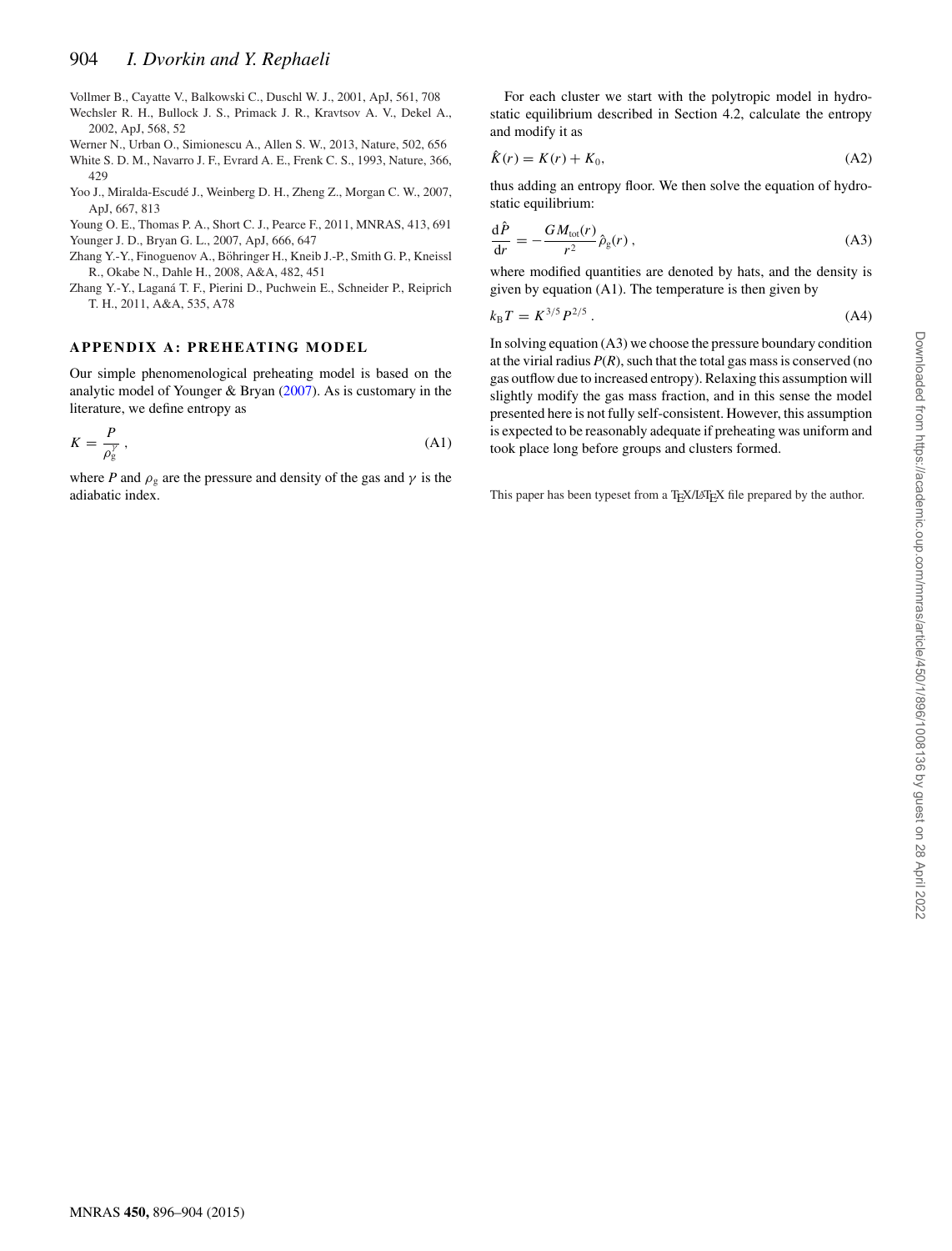Vollmer B., Cayatte V., Balkowski C., Duschl W. J., 2001, ApJ, 561, 708

Wechsler R. H., Bullock J. S., Primack J. R., Kravtsov A. V., Dekel A., 2002, ApJ, 568, 52

Werner N., Urban O., Simionescu A., Allen S. W., 2013, Nature, 502, 656

White S. D. M., Navarro J. F., Evrard A. E., Frenk C. S., 1993, Nature, 366, 429

Yoo J., Miralda-Escudé J., Weinberg D. H., Zheng Z., Morgan C. W., 2007, ApJ, 667, 813

Young O. E., Thomas P. A., Short C. J., Pearce F., 2011, MNRAS, 413, 691

Younger J. D., Bryan G. L., 2007, ApJ, 666, 647

Zhang Y.-Y., Finoguenov A., Böhringer H., Kneib J.-P., Smith G. P., Kneissl R., Okabe N., Dahle H., 2008, A&A, 482, 451

Zhang Y.-Y., Laganá T. F., Pierini D., Puchwein E., Schneider P., Reiprich T. H., 2011, A&A, 535, A78

## APPENDIX A: PREHEATING MODEL

Our simple phenomenological preheating model is based on the analytic model of Younger & Bryan (2007). As is customary in the literature, we define entropy as

$$K = \frac{P}{\rho_{\rm g}^{\gamma}}\,, \tag{A1}$$

where $P$ and $\rho_{\rm g}$ are the pressure and density of the gas and $\gamma$ is the adiabatic index.

For each cluster we start with the polytropic model in hydrostatic equilibrium described in Section 4.2, calculate the entropy and modify it as

$$\hat{K}(r) = K(r) + K_0, \tag{A2}$$

thus adding an entropy floor. We then solve the equation of hydrostatic equilibrium:

$$\frac{{\rm d}\hat{P}}{{\rm d}r} = -\frac{GM_{\rm tot}(r)}{r^2}\hat{\rho}_{\rm g}(r)\,, \tag{A3}$$

where modified quantities are denoted by hats, and the density is given by equation (A1). The temperature is then given by

$$k_{\rm B}T = K^{3/5}P^{2/5}\,. \tag{A4}$$

In solving equation (A3) we choose the pressure boundary condition at the virial radius $P(R)$, such that the total gas mass is conserved (no gas outflow due to increased entropy). Relaxing this assumption will slightly modify the gas mass fraction, and in this sense the model presented here is not fully self-consistent. However, this assumption is expected to be reasonably adequate if preheating was uniform and took place long before groups and clusters formed.

This paper has been typeset from a TEX/LATEX file prepared by the author.